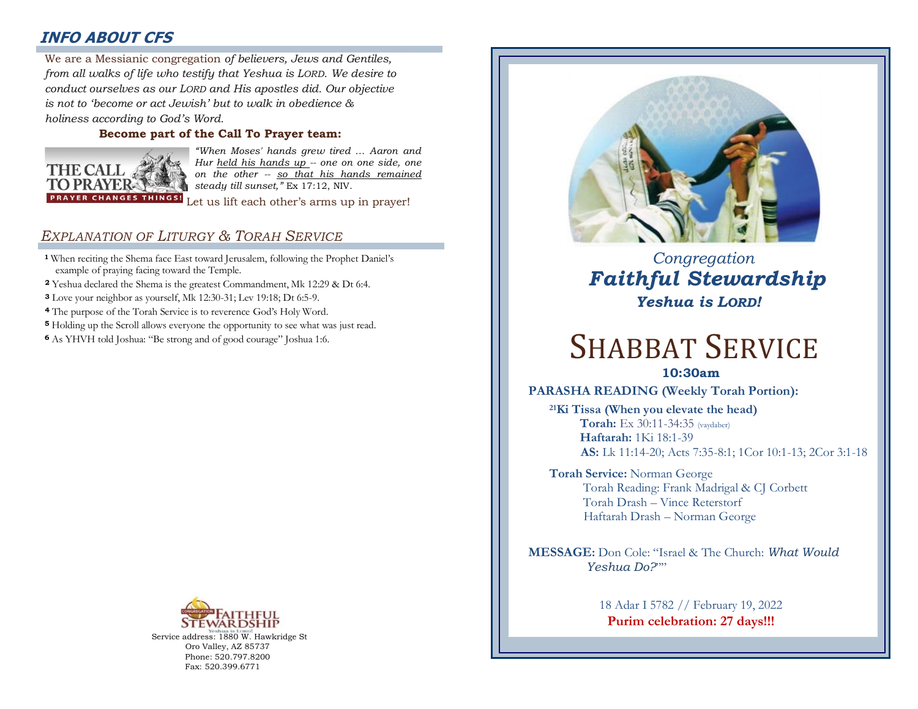## INFO ABOUT CFS

We are a Messianic congregation *of believers, Jews and Gentiles, from all walks of life who testify that Yeshua is LORD. We desire to conduct ourselves as our LORD and His apostles did. Our objective is not to 'become or act Jewish' but to walk in obedience & holiness according to God's Word.*

**Become part of the Call To Prayer team:**

THE CALL TO PRAYER
PRAYER CHANGES THINGS!

*"When Moses' hands grew tired … Aaron and Hur held his hands up -- one on one side, one on the other -- so that his hands remained steady till sunset,"* Ex 17:12, NIV.

Let us lift each other's arms up in prayer!

## EXPLANATION OF LITURGY & TORAH SERVICE

**1** When reciting the Shema face East toward Jerusalem, following the Prophet Daniel's example of praying facing toward the Temple.

**2** Yeshua declared the Shema is the greatest Commandment, Mk 12:29 & Dt 6:4.

**3** Love your neighbor as yourself, Mk 12:30-31; Lev 19:18; Dt 6:5-9.

**4** The purpose of the Torah Service is to reverence God's Holy Word.

**5** Holding up the Scroll allows everyone the opportunity to see what was just read.

**6** As YHVH told Joshua: "Be strong and of good courage" Joshua 1:6.

Congregation Faithful Stewardship
Yeshua is Lord!

Service address: 1880 W. Hawkridge St
Oro Valley, AZ 85737
Phone: 520.797.8200
Fax: 520.399.6771

*Congregation*

***Faithful Stewardship***

***Yeshua is LORD!***

# SHABBAT SERVICE

**10:30am**

**PARASHA READING (Weekly Torah Portion):**

[21]**Ki Tissa (When you elevate the head)**
**Torah:** Ex 30:11-34:35 (vaydaber)
**Haftarah:** 1Ki 18:1-39
**AS:** Lk 11:14-20; Acts 7:35-8:1; 1Cor 10:1-13; 2Cor 3:1-18

**Torah Service:** Norman George
Torah Reading: Frank Madrigal & CJ Corbett
Torah Drash – Vince Reterstorf
Haftarah Drash – Norman George

**MESSAGE:** Don Cole: "Israel & The Church: *What Would Yeshua Do?*""

18 Adar I 5782 // February 19, 2022

**Purim celebration: 27 days!!!**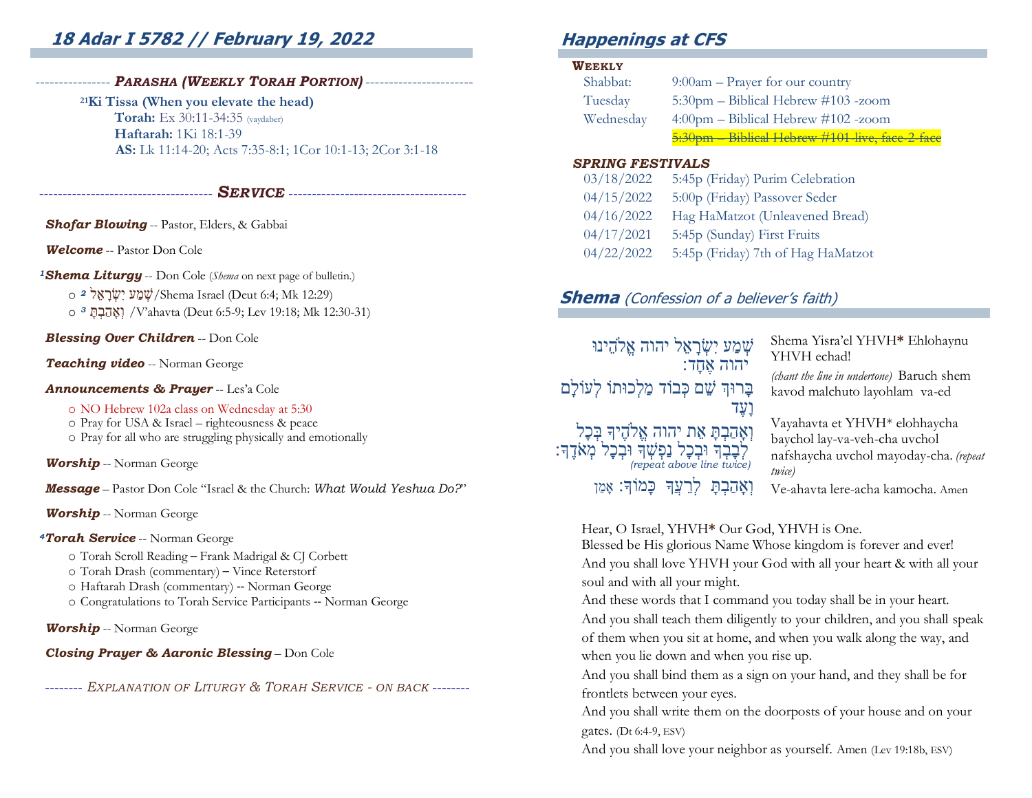# 18 Adar I 5782 // February 19, 2022

## *PARASHA (WEEKLY TORAH PORTION)*

[21]**Ki Tissa (When you elevate the head)**

**Torah:** Ex 30:11-34:35 (vaydaber)
**Haftarah:** 1Ki 18:1-39
**AS:** Lk 11:14-20; Acts 7:35-8:1; 1Cor 10:1-13; 2Cor 3:1-18

## *SERVICE*

***Shofar Blowing*** -- Pastor, Elders, & Gabbai

***Welcome*** -- Pastor Don Cole

[1]***Shema Liturgy*** -- Don Cole (*Shema* on next page of bulletin.)

- [2] שְׁמַע יִשְׂרָאֵל/Shema Israel (Deut 6:4; Mk 12:29)
- [3] וְאָהַבְתָּ /V'ahavta (Deut 6:5-9; Lev 19:18; Mk 12:30-31)

***Blessing Over Children*** -- Don Cole

***Teaching video*** -- Norman George

***Announcements & Prayer*** -- Les'a Cole

- NO Hebrew 102a class on Wednesday at 5:30
- Pray for USA & Israel – righteousness & peace
- Pray for all who are struggling physically and emotionally

***Worship*** -- Norman George

***Message*** – Pastor Don Cole "Israel & the Church: *What Would Yeshua Do?*"

***Worship*** -- Norman George

[4]***Torah Service*** -- Norman George

- Torah Scroll Reading – Frank Madrigal & CJ Corbett
- Torah Drash (commentary) – Vince Reterstorf
- Haftarah Drash (commentary) -- Norman George
- Congratulations to Torah Service Participants -- Norman George

***Worship*** -- Norman George

***Closing Prayer & Aaronic Blessing*** – Don Cole

*EXPLANATION OF LITURGY & TORAH SERVICE - ON BACK*

# Happenings at CFS

**WEEKLY**

| | |
|---|---|
| Shabbat: | 9:00am – Prayer for our country |
| Tuesday | 5:30pm – Biblical Hebrew #103 -zoom |
| Wednesday | 4:00pm – Biblical Hebrew #102 -zoom |
| | ~~5:30pm – Biblical Hebrew #101 live, face-2-face~~ |

***SPRING FESTIVALS***

| | |
|---|---|
| 03/18/2022 | 5:45p (Friday) Purim Celebration |
| 04/15/2022 | 5:00p (Friday) Passover Seder |
| 04/16/2022 | Hag HaMatzot (Unleavened Bread) |
| 04/17/2021 | 5:45p (Sunday) First Fruits |
| 04/22/2022 | 5:45p (Friday) 7th of Hag HaMatzot |

## Shema *(Confession of a believer's faith)*

שְׁמַע יִשְׂרָאֵל יהוה אֱלֹהֵינוּ יהוה אֶחָד׃

Shema Yisra'el YHVH* Ehlohaynu YHVH echad!

בָּרוּךְ שֵׁם כְּבוֹד מַלְכוּתוֹ לְעוֹלָם וָעֶד

*(chant the line in undertone)* Baruch shem kavod malchuto layohlam va-ed

וְאָהַבְתָּ אֵת יהוה אֱלֹהֶיךָ בְּכָל לְבָבְךָ וּבְכָל נַפְשְׁךָ וּבְכָל מְאֹדֶךָ׃
*(repeat above line twice)*

Vayahavta et YHVH* elohhaycha baychol lay-va-veh-cha uvchol nafshaycha uvchol mayoday-cha. *(repeat twice)*

וְאָהַבְתָּ לְרֵעֲךָ כָּמוֹךָ׃ אָמֵן

Ve-ahavta lere-acha kamocha. Amen

Hear, O Israel, YHVH* Our God, YHVH is One.
Blessed be His glorious Name Whose kingdom is forever and ever!
And you shall love YHVH your God with all your heart & with all your soul and with all your might.
And these words that I command you today shall be in your heart.
And you shall teach them diligently to your children, and you shall speak of them when you sit at home, and when you walk along the way, and when you lie down and when you rise up.
And you shall bind them as a sign on your hand, and they shall be for frontlets between your eyes.
And you shall write them on the doorposts of your house and on your gates. (Dt 6:4-9, ESV)
And you shall love your neighbor as yourself. Amen (Lev 19:18b, ESV)